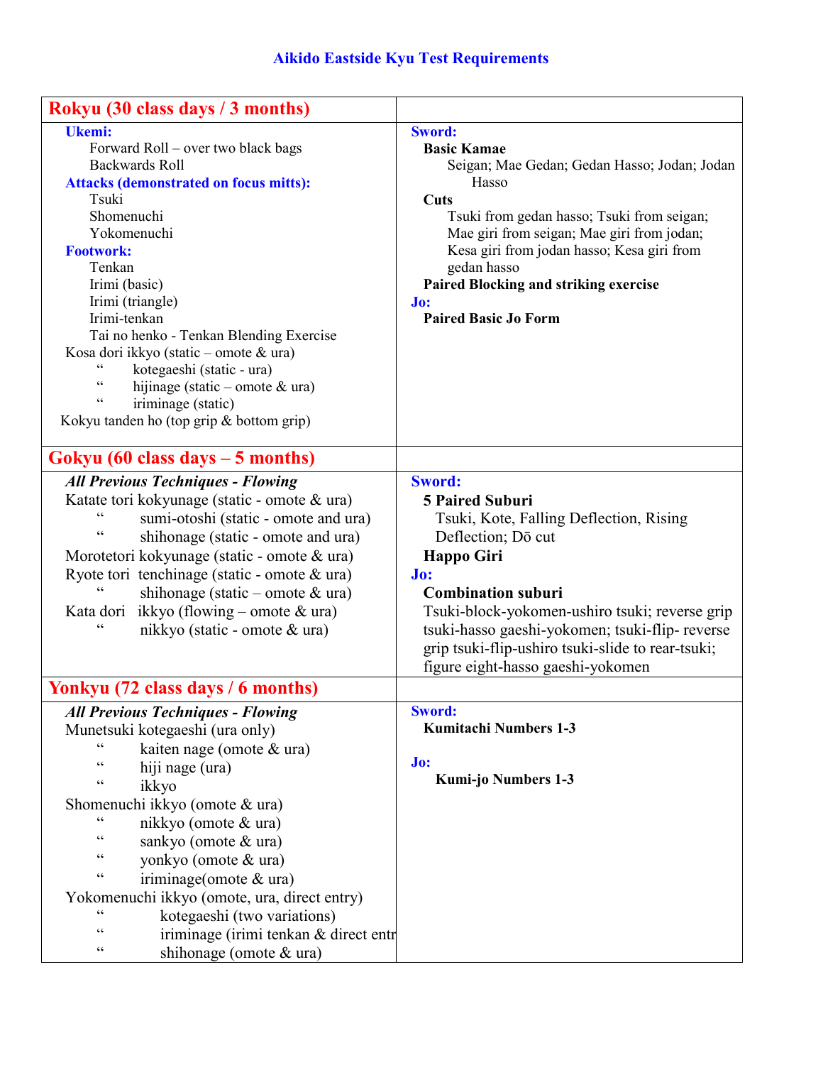# Aikido Eastside Kyu Test Requirements

## Rokyu (30 class days / 3 months)

**Ukemi:**
- Forward Roll – over two black bags
- Backwards Roll

**Attacks (demonstrated on focus mitts):**
- Tsuki
- Shomenuchi
- Yokomenuchi

**Footwork:**
- Tenkan
- Irimi (basic)
- Irimi (triangle)
- Irimi-tenkan
- Tai no henko - Tenkan Blending Exercise

Kosa dori ikkyo (static – omote & ura)
" kotegaeshi (static - ura)
" hijinage (static – omote & ura)
" iriminage (static)

Kokyu tanden ho (top grip & bottom grip)

**Sword:**

**Basic Kamae**
Seigan; Mae Gedan; Gedan Hasso; Jodan; Jodan Hasso

**Cuts**
Tsuki from gedan hasso; Tsuki from seigan; Mae giri from seigan; Mae giri from jodan; Kesa giri from jodan hasso; Kesa giri from gedan hasso

**Paired Blocking and striking exercise**

**Jo:**

**Paired Basic Jo Form**

## Gokyu (60 class days – 5 months)

***All Previous Techniques - Flowing***

Katate tori kokyunage (static - omote & ura)
" sumi-otoshi (static - omote and ura)
" shihonage (static - omote and ura)

Morotetori kokyunage (static - omote & ura)

Ryote tori tenchinage (static - omote & ura)
" shihonage (static – omote & ura)

Kata dori ikkyo (flowing – omote & ura)
" nikkyo (static - omote & ura)

**Sword:**

**5 Paired Suburi**
Tsuki, Kote, Falling Deflection, Rising Deflection; Dō cut

**Happo Giri**

**Jo:**

**Combination suburi**
Tsuki-block-yokomen-ushiro tsuki; reverse grip tsuki-hasso gaeshi-yokomen; tsuki-flip- reverse grip tsuki-flip-ushiro tsuki-slide to rear-tsuki; figure eight-hasso gaeshi-yokomen

## Yonkyu (72 class days / 6 months)

***All Previous Techniques - Flowing***

Munetsuki kotegaeshi (ura only)
" kaiten nage (omote & ura)
" hiji nage (ura)
" ikkyo

Shomenuchi ikkyo (omote & ura)
" nikkyo (omote & ura)
" sankyo (omote & ura)
" yonkyo (omote & ura)
" iriminage(omote & ura)

Yokomenuchi ikkyo (omote, ura, direct entry)
" kotegaeshi (two variations)
" iriminage (irimi tenkan & direct entr
" shihonage (omote & ura)

**Sword:**

**Kumitachi Numbers 1-3**

**Jo:**

**Kumi-jo Numbers 1-3**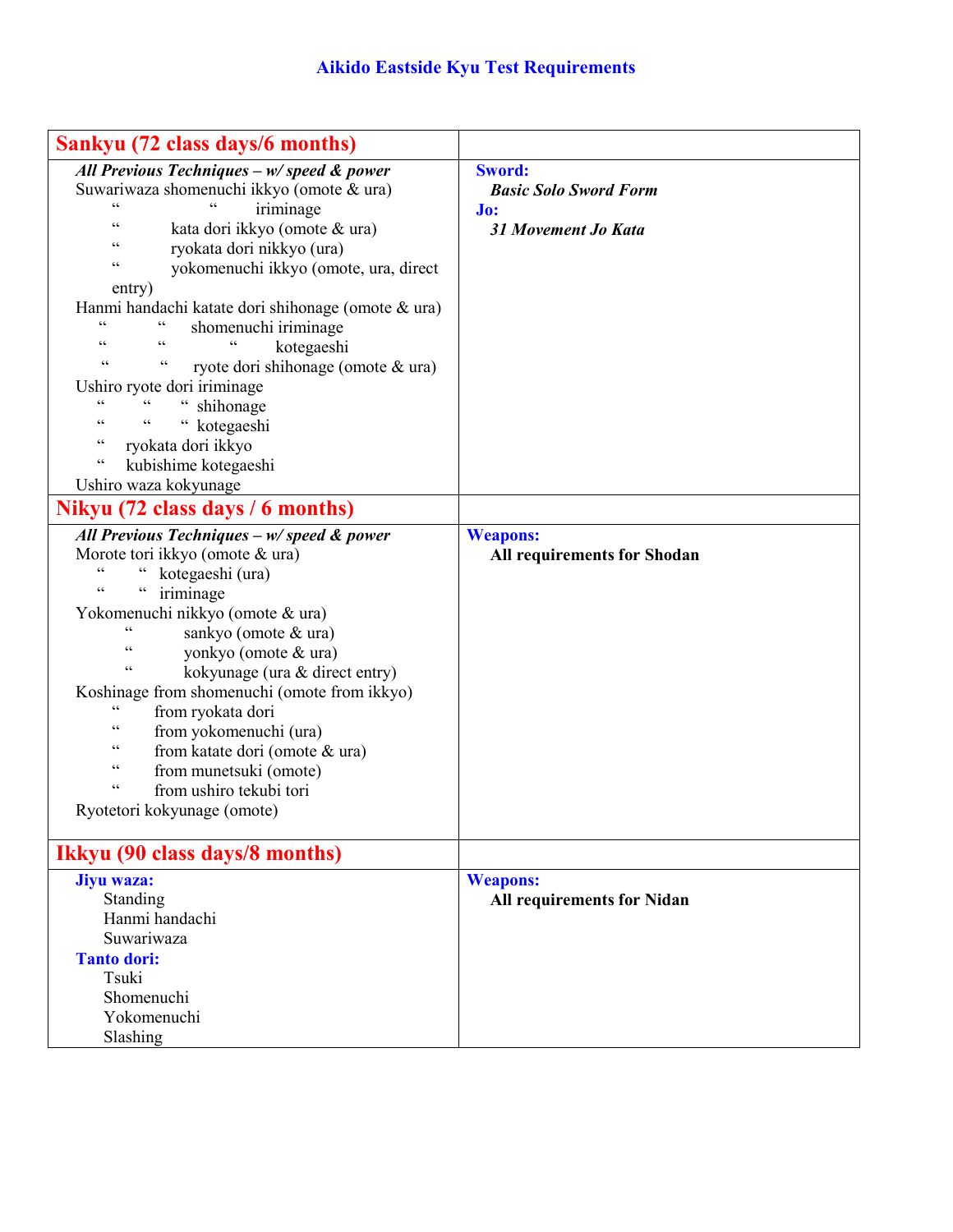## Aikido Eastside Kyu Test Requirements

| Sankyu (72 class days/6 months) | |
|---|---|
| ***All Previous Techniques – w/ speed & power***<br>Suwariwaza shomenuchi ikkyo (omote & ura)<br>" " iriminage<br>" kata dori ikkyo (omote & ura)<br>" ryokata dori nikkyo (ura)<br>" yokomenuchi ikkyo (omote, ura, direct entry)<br>Hanmi handachi katate dori shihonage (omote & ura)<br>" " shomenuchi iriminage<br>" " " kotegaeshi<br>" " ryote dori shihonage (omote & ura)<br>Ushiro ryote dori iriminage<br>" " " shihonage<br>" " " kotegaeshi<br>" ryokata dori ikkyo<br>" kubishime kotegaeshi<br>Ushiro waza kokyunage | **Sword:**<br>***Basic Solo Sword Form***<br>**Jo:**<br>***31 Movement Jo Kata*** |
| **Nikyu (72 class days / 6 months)** | |
| ***All Previous Techniques – w/ speed & power***<br>Morote tori ikkyo (omote & ura)<br>" " kotegaeshi (ura)<br>" " iriminage<br>Yokomenuchi nikkyo (omote & ura)<br>" sankyo (omote & ura)<br>" yonkyo (omote & ura)<br>" kokyunage (ura & direct entry)<br>Koshinage from shomenuchi (omote from ikkyo)<br>" from ryokata dori<br>" from yokomenuchi (ura)<br>" from katate dori (omote & ura)<br>" from munetsuki (omote)<br>" from ushiro tekubi tori<br>Ryotetori kokyunage (omote) | **Weapons:**<br>**All requirements for Shodan** |
| **Ikkyu (90 class days/8 months)** | |
| **Jiyu waza:**<br>Standing<br>Hanmi handachi<br>Suwariwaza<br>**Tanto dori:**<br>Tsuki<br>Shomenuchi<br>Yokomenuchi<br>Slashing | **Weapons:**<br>**All requirements for Nidan** |